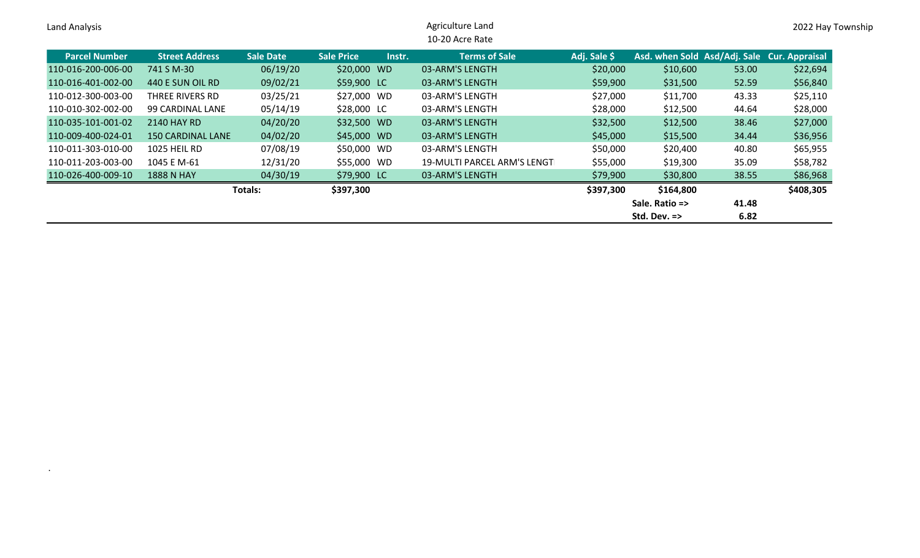Land Analysis

Agriculture Land
10-20 Acre Rate

2022 Hay Township

| Parcel Number | Street Address | Sale Date | Sale Price | Instr. | Terms of Sale | Adj. Sale $ | Asd. when Sold | Asd/Adj. Sale | Cur. Appraisal |
|---|---|---|---|---|---|---|---|---|---|
| 110-016-200-006-00 | 741 S M-30 | 06/19/20 | $20,000 | WD | 03-ARM'S LENGTH | $20,000 | $10,600 | 53.00 | $22,694 |
| 110-016-401-002-00 | 440 E SUN OIL RD | 09/02/21 | $59,900 | LC | 03-ARM'S LENGTH | $59,900 | $31,500 | 52.59 | $56,840 |
| 110-012-300-003-00 | THREE RIVERS RD | 03/25/21 | $27,000 | WD | 03-ARM'S LENGTH | $27,000 | $11,700 | 43.33 | $25,110 |
| 110-010-302-002-00 | 99 CARDINAL LANE | 05/14/19 | $28,000 | LC | 03-ARM'S LENGTH | $28,000 | $12,500 | 44.64 | $28,000 |
| 110-035-101-001-02 | 2140 HAY RD | 04/20/20 | $32,500 | WD | 03-ARM'S LENGTH | $32,500 | $12,500 | 38.46 | $27,000 |
| 110-009-400-024-01 | 150 CARDINAL LANE | 04/02/20 | $45,000 | WD | 03-ARM'S LENGTH | $45,000 | $15,500 | 34.44 | $36,956 |
| 110-011-303-010-00 | 1025 HEIL RD | 07/08/19 | $50,000 | WD | 03-ARM'S LENGTH | $50,000 | $20,400 | 40.80 | $65,955 |
| 110-011-203-003-00 | 1045 E M-61 | 12/31/20 | $55,000 | WD | 19-MULTI PARCEL ARM'S LENGT | $55,000 | $19,300 | 35.09 | $58,782 |
| 110-026-400-009-10 | 1888 N HAY | 04/30/19 | $79,900 | LC | 03-ARM'S LENGTH | $79,900 | $30,800 | 38.55 | $86,968 |
| | | **Totals:** | **$397,300** | | | **$397,300** | **$164,800** | | **$408,305** |
| | | | | | | | **Sale. Ratio =>** | **41.48** | |
| | | | | | | | **Std. Dev. =>** | **6.82** | |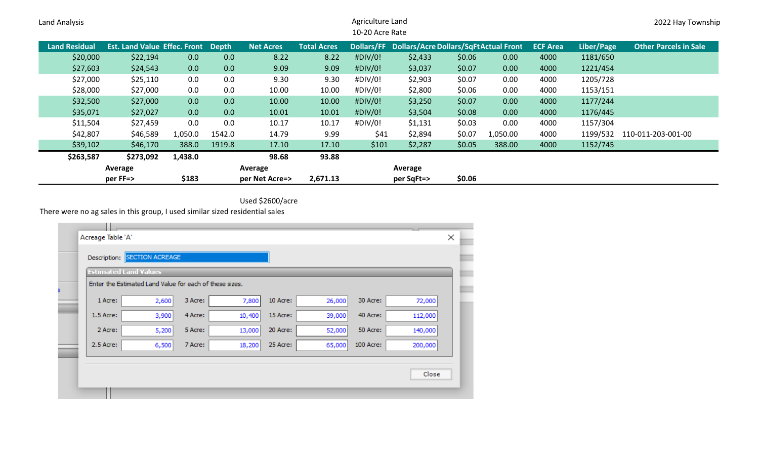Land Analysis

Agriculture Land
10-20 Acre Rate

2022 Hay Township

| Land Residual | Est. Land Value | Effec. Front | Depth | Net Acres | Total Acres | Dollars/FF | Dollars/Acre | Dollars/SqFt | Actual Front | ECF Area | Liber/Page | Other Parcels in Sale |
|---|---|---|---|---|---|---|---|---|---|---|---|---|
| $20,000 | $22,194 | 0.0 | 0.0 | 8.22 | 8.22 | #DIV/0! | $2,433 | $0.06 | 0.00 | 4000 | 1181/650 | |
| $27,603 | $24,543 | 0.0 | 0.0 | 9.09 | 9.09 | #DIV/0! | $3,037 | $0.07 | 0.00 | 4000 | 1221/454 | |
| $27,000 | $25,110 | 0.0 | 0.0 | 9.30 | 9.30 | #DIV/0! | $2,903 | $0.07 | 0.00 | 4000 | 1205/728 | |
| $28,000 | $27,000 | 0.0 | 0.0 | 10.00 | 10.00 | #DIV/0! | $2,800 | $0.06 | 0.00 | 4000 | 1153/151 | |
| $32,500 | $27,000 | 0.0 | 0.0 | 10.00 | 10.00 | #DIV/0! | $3,250 | $0.07 | 0.00 | 4000 | 1177/244 | |
| $35,071 | $27,027 | 0.0 | 0.0 | 10.01 | 10.01 | #DIV/0! | $3,504 | $0.08 | 0.00 | 4000 | 1176/445 | |
| $11,504 | $27,459 | 0.0 | 0.0 | 10.17 | 10.17 | #DIV/0! | $1,131 | $0.03 | 0.00 | 4000 | 1157/304 | |
| $42,807 | $46,589 | 1,050.0 | 1542.0 | 14.79 | 9.99 | $41 | $2,894 | $0.07 | 1,050.00 | 4000 | 1199/532 | 110-011-203-001-00 |
| $39,102 | $46,170 | 388.0 | 1919.8 | 17.10 | 17.10 | $101 | $2,287 | $0.05 | 388.00 | 4000 | 1152/745 | |
| **$263,587** | **$273,092** | **1,438.0** | | **98.68** | **93.88** | | | | | | | |
| | **Average per FF=>** | **$183** | | **Average per Net Acre=>** | **2,671.13** | | **Average per SqFt=>** | **$0.06** | | | | |

Used $2600/acre

There were no ag sales in this group, I used similar sized residential sales

Acreage Table 'A'

Description: SECTION ACREAGE

**Estimated Land Values**

Enter the Estimated Land Value for each of these sizes.

| Size | Value | Size | Value | Size | Value | Size | Value |
|---|---|---|---|---|---|---|---|
| 1 Acre: | 2,600 | 3 Acre: | 7,800 | 10 Acre: | 26,000 | 30 Acre: | 72,000 |
| 1.5 Acre: | 3,900 | 4 Acre: | 10,400 | 15 Acre: | 39,000 | 40 Acre: | 112,000 |
| 2 Acre: | 5,200 | 5 Acre: | 13,000 | 20 Acre: | 52,000 | 50 Acre: | 140,000 |
| 2.5 Acre: | 6,500 | 7 Acre: | 18,200 | 25 Acre: | 65,000 | 100 Acre: | 200,000 |

Close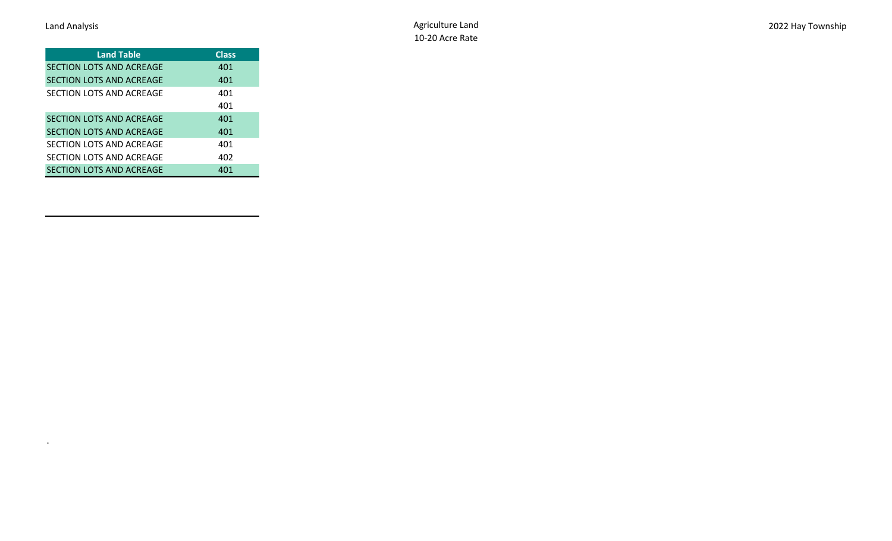Land Analysis

Agriculture Land
10-20 Acre Rate

2022 Hay Township

| Land Table | Class |
|---|---|
| SECTION LOTS AND ACREAGE | 401 |
| SECTION LOTS AND ACREAGE | 401 |
| SECTION LOTS AND ACREAGE | 401 |
| | 401 |
| SECTION LOTS AND ACREAGE | 401 |
| SECTION LOTS AND ACREAGE | 401 |
| SECTION LOTS AND ACREAGE | 401 |
| SECTION LOTS AND ACREAGE | 402 |
| SECTION LOTS AND ACREAGE | 401 |

.